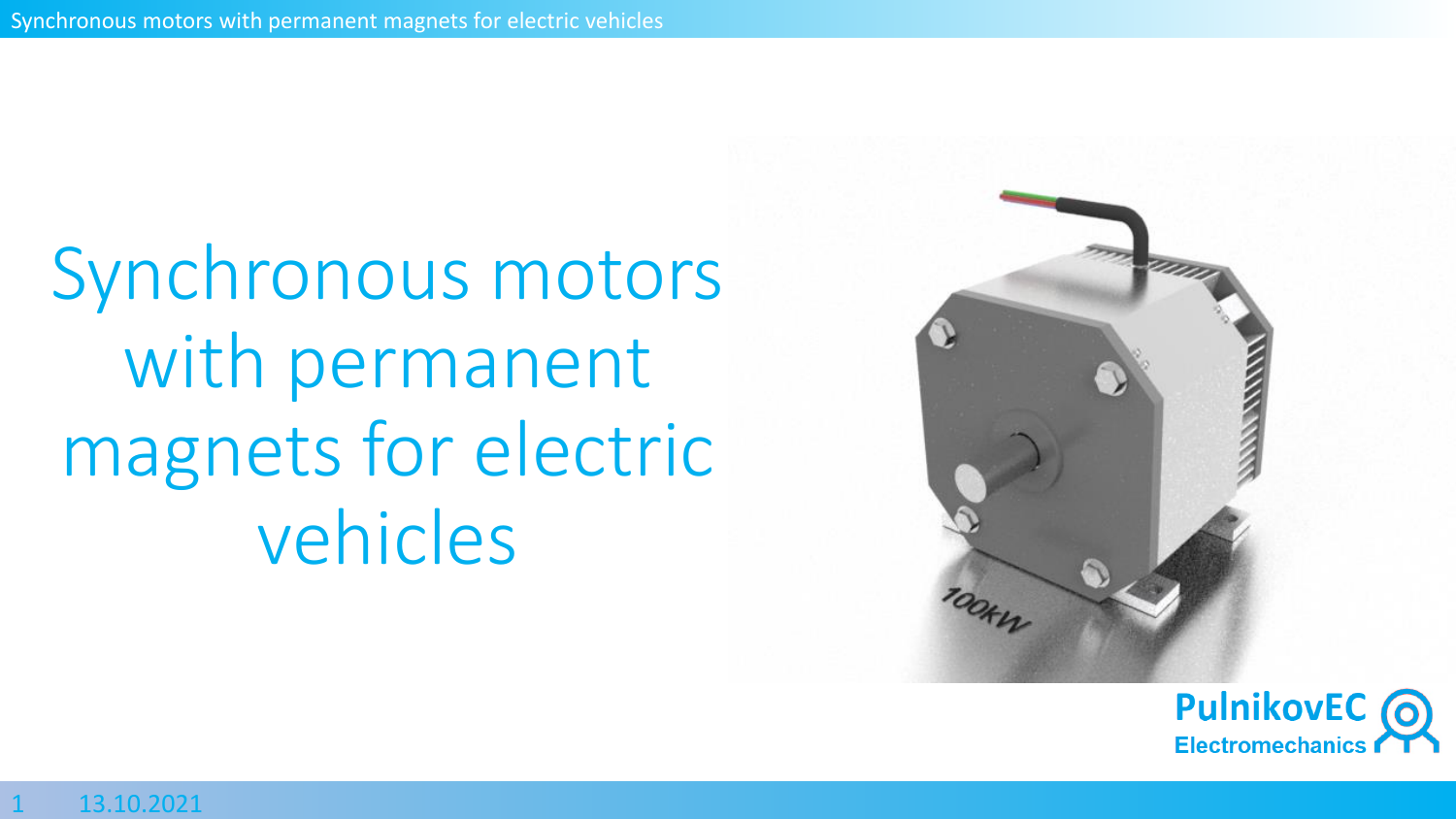# Synchronous motors with permanent magnets for electric vehicles

PulnikovEC
Electromechanics

13.10.2021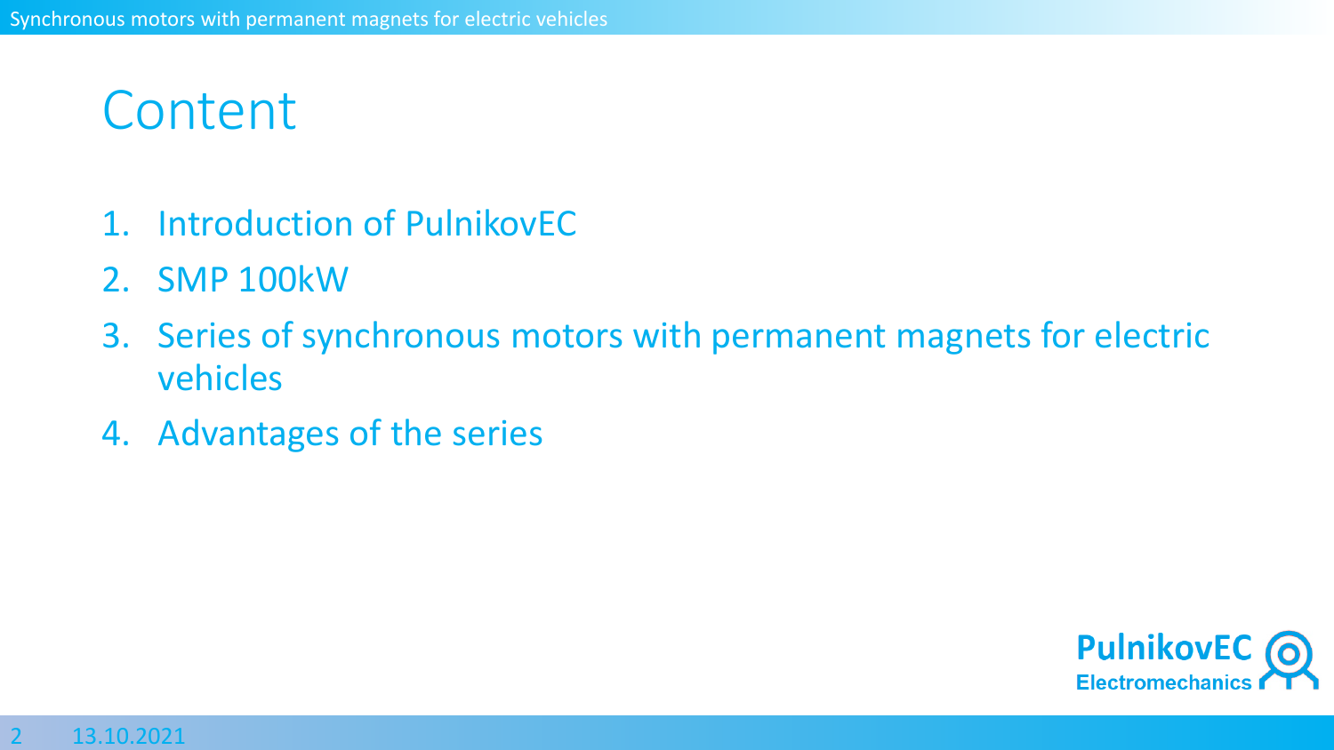# Content

1. Introduction of PulnikovEC
2. SMP 100kW
3. Series of synchronous motors with permanent magnets for electric vehicles
4. Advantages of the series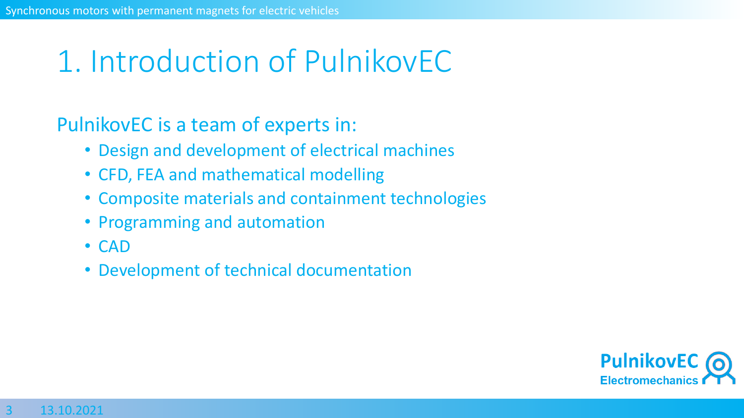# 1. Introduction of PulnikovEC

PulnikovEC is a team of experts in:

- Design and development of electrical machines
- CFD, FEA and mathematical modelling
- Composite materials and containment technologies
- Programming and automation
- CAD
- Development of technical documentation

**PulnikovEC**
**Electromechanics**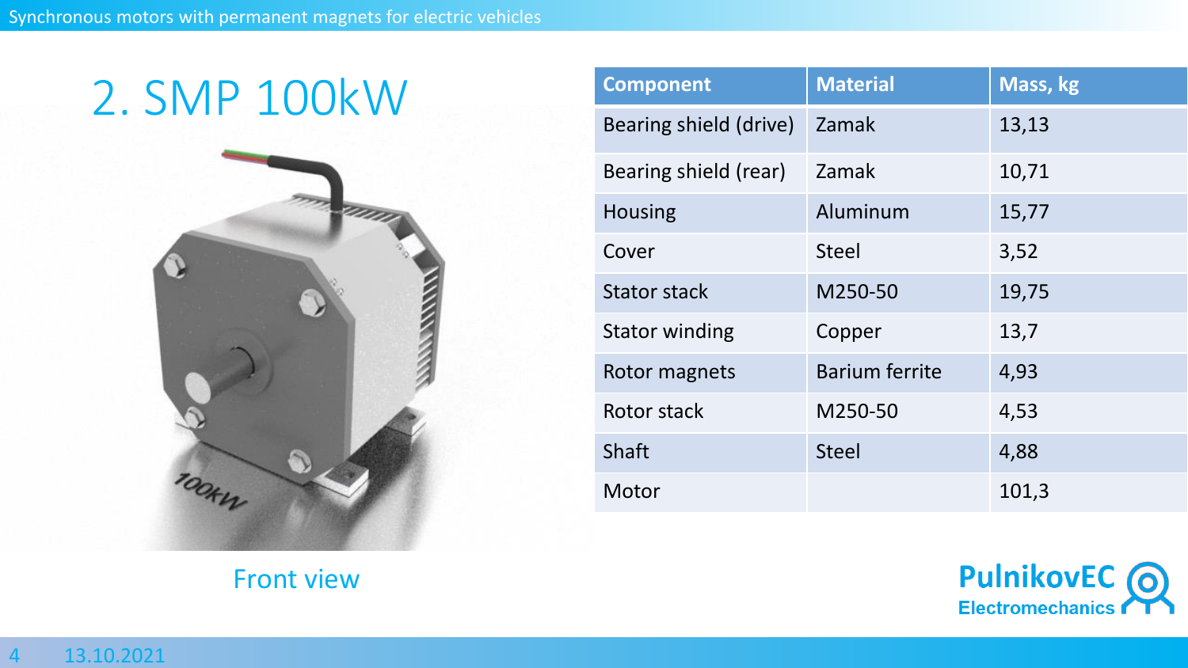# 2. SMP 100kW

| Component | Material | Mass, kg |
|---|---|---|
| Bearing shield (drive) | Zamak | 13,13 |
| Bearing shield (rear) | Zamak | 10,71 |
| Housing | Aluminum | 15,77 |
| Cover | Steel | 3,52 |
| Stator stack | M250-50 | 19,75 |
| Stator winding | Copper | 13,7 |
| Rotor magnets | Barium ferrite | 4,93 |
| Rotor stack | M250-50 | 4,53 |
| Shaft | Steel | 4,88 |
| Motor | | 101,3 |

Front view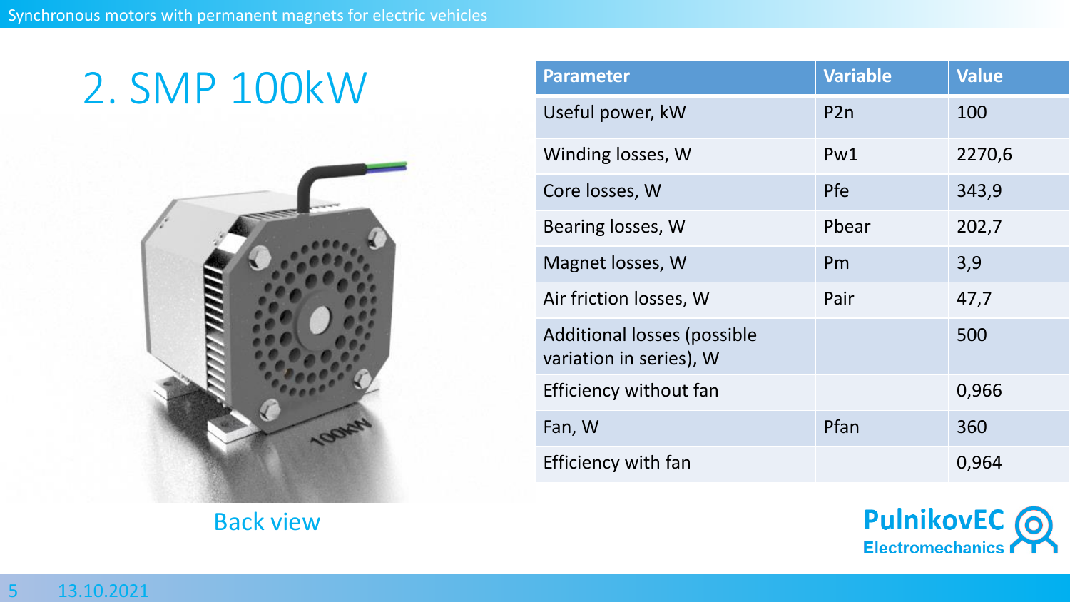# 2. SMP 100kW

Back view

| Parameter | Variable | Value |
|---|---|---|
| Useful power, kW | P2n | 100 |
| Winding losses, W | Pw1 | 2270,6 |
| Core losses, W | Pfe | 343,9 |
| Bearing losses, W | Pbear | 202,7 |
| Magnet losses, W | Pm | 3,9 |
| Air friction losses, W | Pair | 47,7 |
| Additional losses (possible variation in series), W | | 500 |
| Efficiency without fan | | 0,966 |
| Fan, W | Pfan | 360 |
| Efficiency with fan | | 0,964 |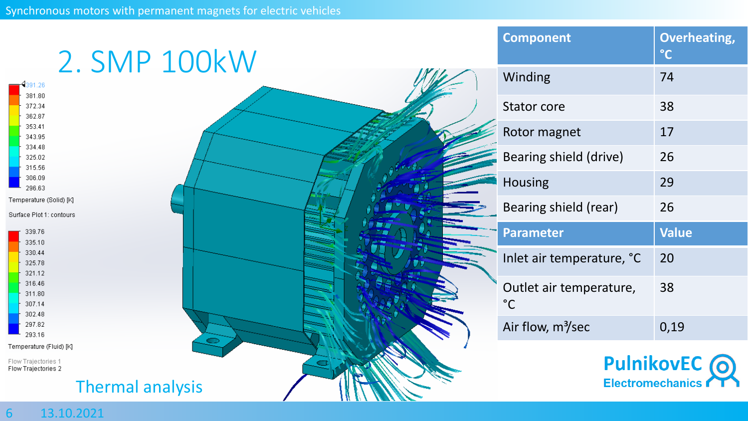# 2. SMP 100kW

| Component | Overheating, °C |
| --- | --- |
| Winding | 74 |
| Stator core | 38 |
| Rotor magnet | 17 |
| Bearing shield (drive) | 26 |
| Housing | 29 |
| Bearing shield (rear) | 26 |
| **Parameter** | **Value** |
| Inlet air temperature, °C | 20 |
| Outlet air temperature, °C | 38 |
| Air flow, $m^3$/sec | 0,19 |

Temperature (Solid) [K]: 391.26, 381.80, 372.34, 362.87, 353.41, 343.95, 334.48, 325.02, 315.56, 306.09, 296.63

Surface Plot 1: contours

Temperature (Fluid) [K]: 339.76, 335.10, 330.44, 325.78, 321.12, 316.46, 311.80, 307.14, 302.48, 297.82, 293.16

Flow Trajectories 1

Flow Trajectories 2

Thermal analysis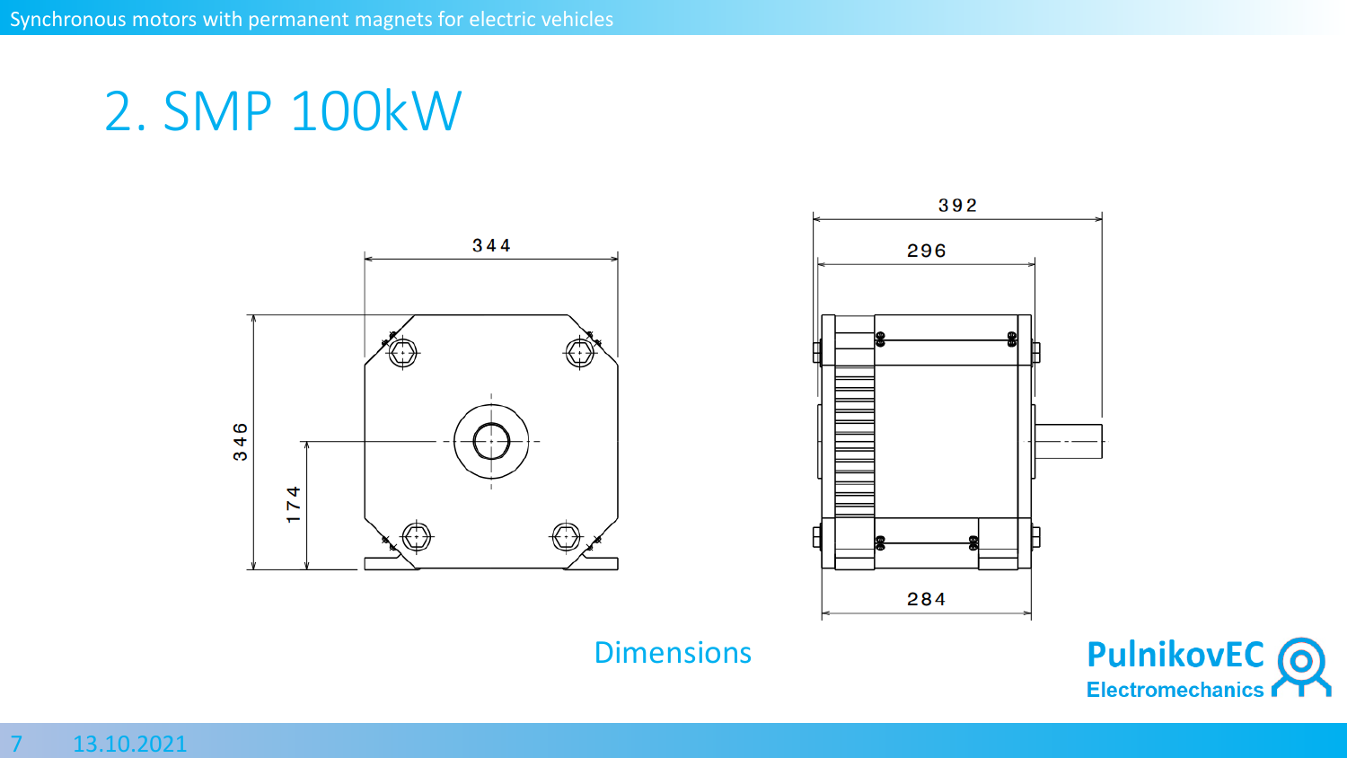# 2. SMP 100kW

344

346

174

392

296

284

Dimensions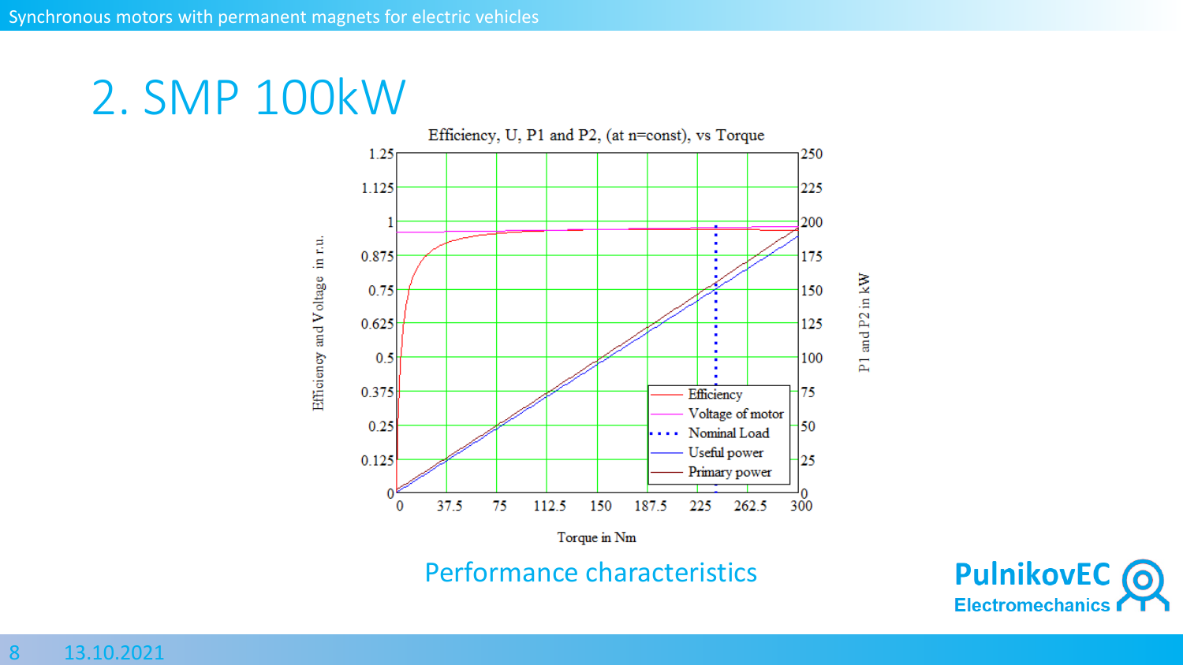# 2. SMP 100kW

Efficiency, U, P1 and P2, (at n=const), vs Torque

Performance characteristics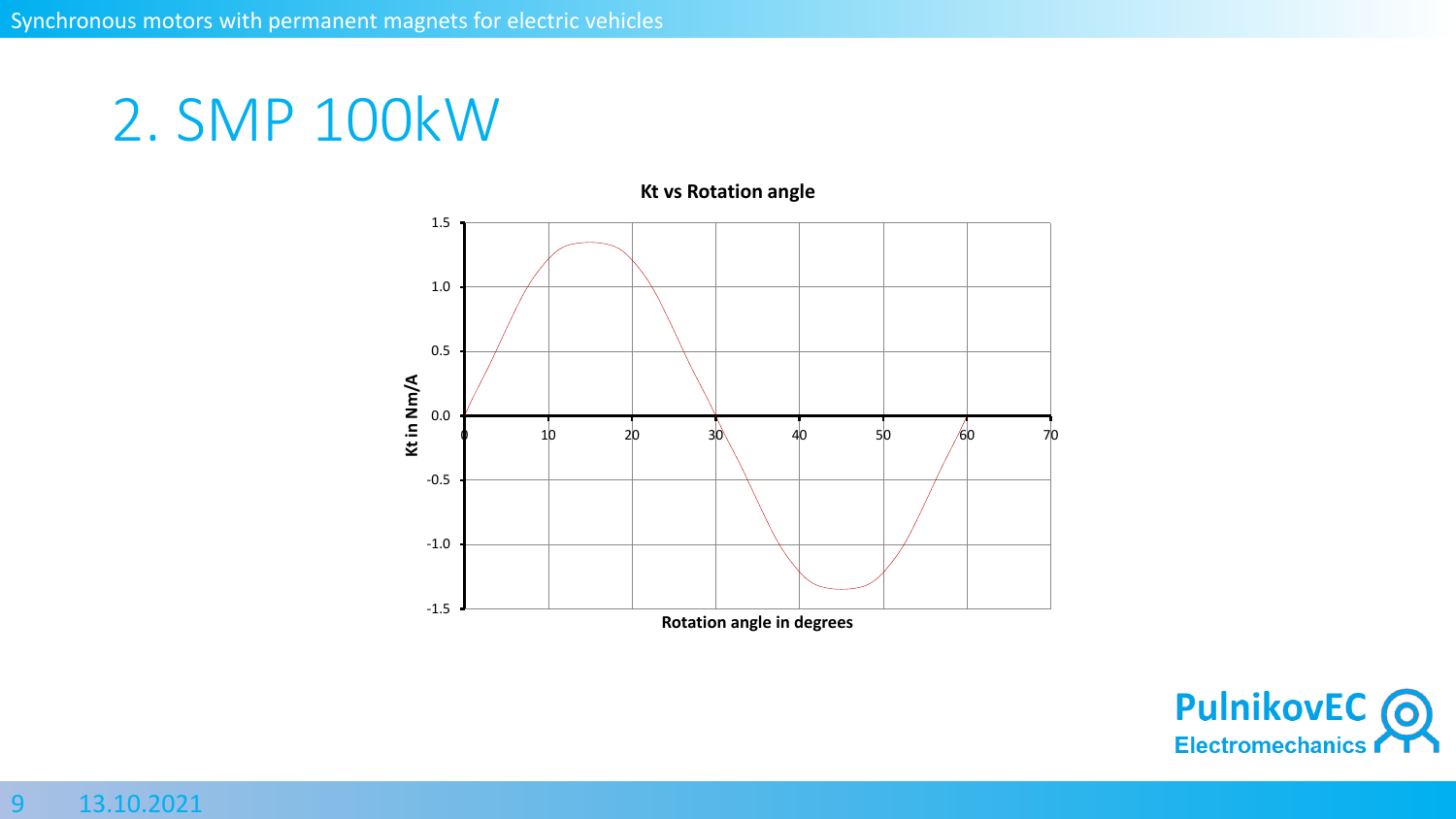# 2. SMP 100kW

**Kt vs Rotation angle**

Kt in Nm/A

Rotation angle in degrees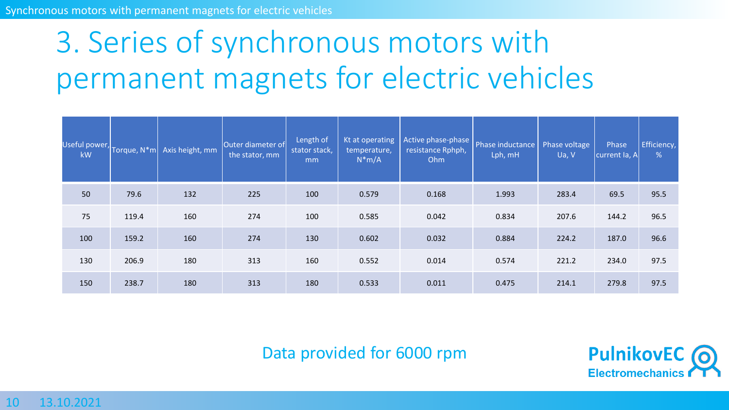# 3. Series of synchronous motors with permanent magnets for electric vehicles

| Useful power, kW | Torque, N*m | Axis height, mm | Outer diameter of the stator, mm | Length of stator stack, mm | Kt at operating temperature, N*m/A | Active phase-phase resistance Rphph, Ohm | Phase inductance Lph, mH | Phase voltage Ua, V | Phase current Ia, A | Efficiency, % |
|---|---|---|---|---|---|---|---|---|---|---|
| 50 | 79.6 | 132 | 225 | 100 | 0.579 | 0.168 | 1.993 | 283.4 | 69.5 | 95.5 |
| 75 | 119.4 | 160 | 274 | 100 | 0.585 | 0.042 | 0.834 | 207.6 | 144.2 | 96.5 |
| 100 | 159.2 | 160 | 274 | 130 | 0.602 | 0.032 | 0.884 | 224.2 | 187.0 | 96.6 |
| 130 | 206.9 | 180 | 313 | 160 | 0.552 | 0.014 | 0.574 | 221.2 | 234.0 | 97.5 |
| 150 | 238.7 | 180 | 313 | 180 | 0.533 | 0.011 | 0.475 | 214.1 | 279.8 | 97.5 |

Data provided for 6000 rpm

PulnikovEC Electromechanics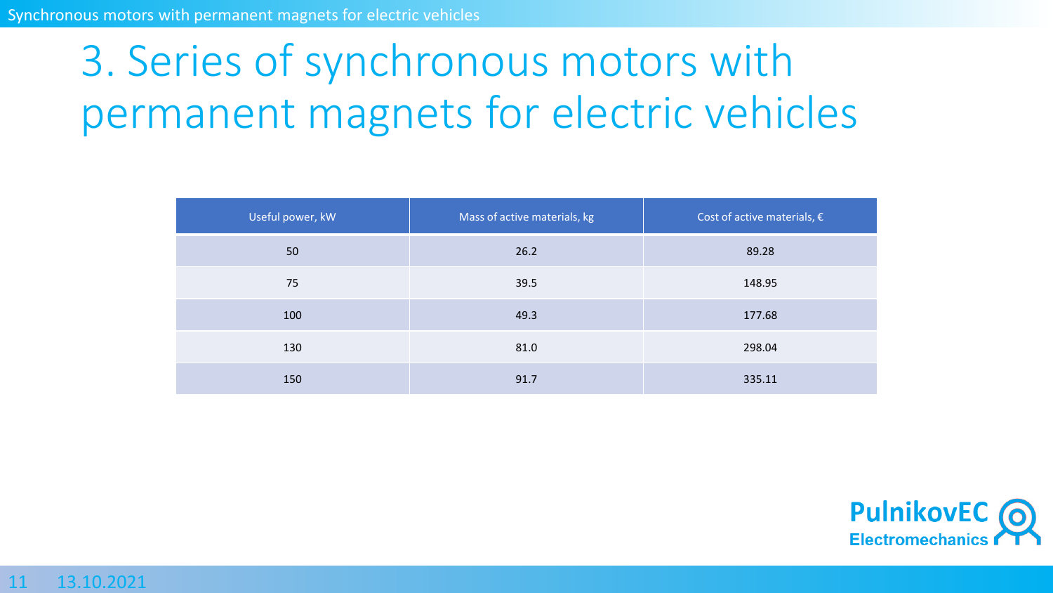# 3. Series of synchronous motors with permanent magnets for electric vehicles

| Useful power, kW | Mass of active materials, kg | Cost of active materials, € |
| --- | --- | --- |
| 50 | 26.2 | 89.28 |
| 75 | 39.5 | 148.95 |
| 100 | 49.3 | 177.68 |
| 130 | 81.0 | 298.04 |
| 150 | 91.7 | 335.11 |

**PulnikovEC**
**Electromechanics**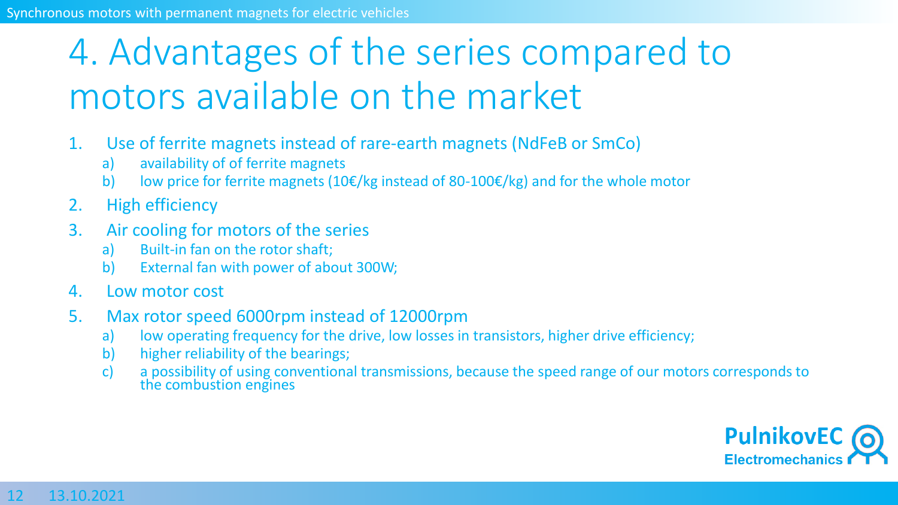# 4. Advantages of the series compared to motors available on the market

1. Use of ferrite magnets instead of rare-earth magnets (NdFeB or SmCo)
   a) availability of of ferrite magnets
   b) low price for ferrite magnets (10€/kg instead of 80-100€/kg) and for the whole motor
2. High efficiency
3. Air cooling for motors of the series
   a) Built-in fan on the rotor shaft;
   b) External fan with power of about 300W;
4. Low motor cost
5. Max rotor speed 6000rpm instead of 12000rpm
   a) low operating frequency for the drive, low losses in transistors, higher drive efficiency;
   b) higher reliability of the bearings;
   c) a possibility of using conventional transmissions, because the speed range of our motors corresponds to the combustion engines

PulnikovEC Electromechanics